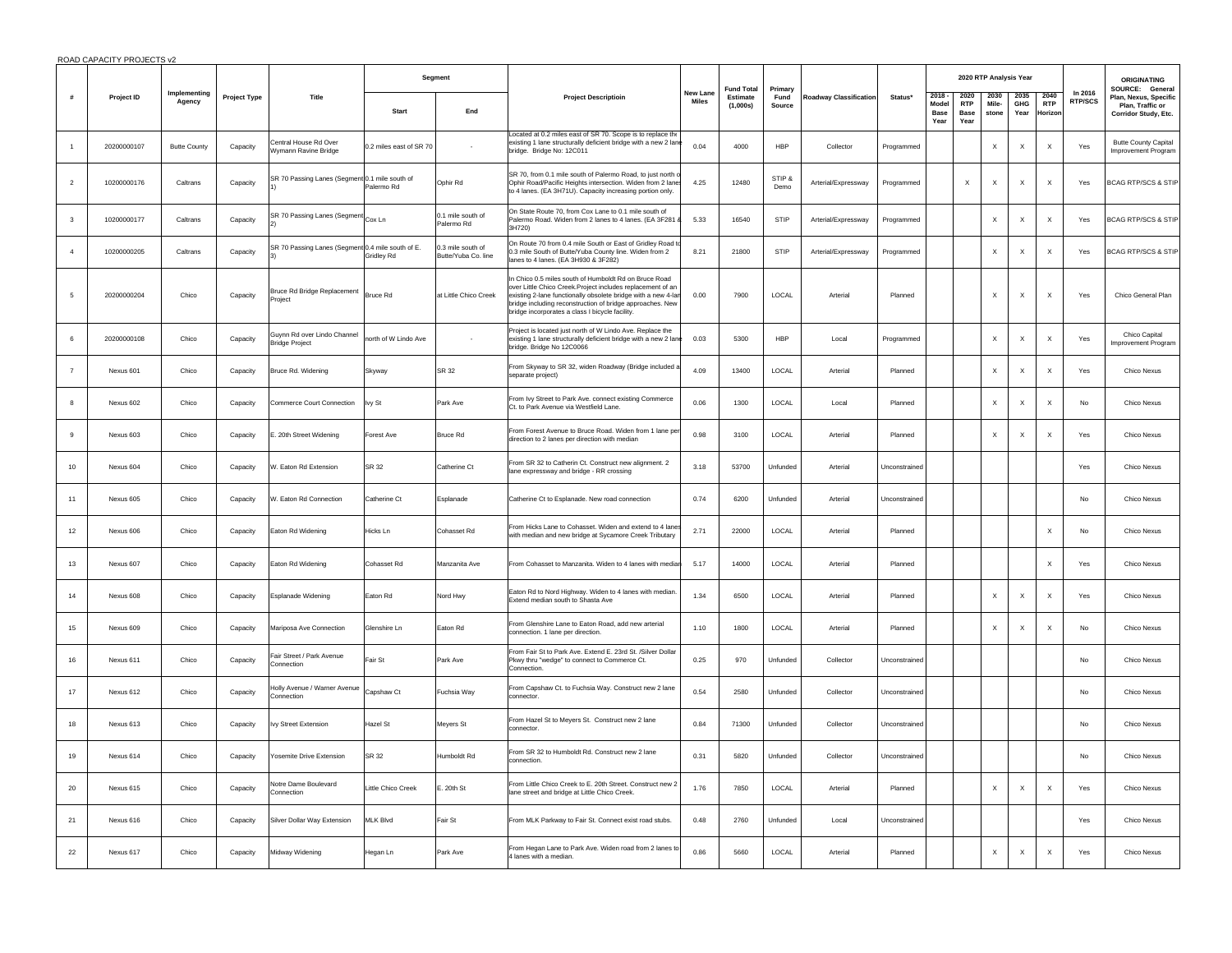ROAD CAPACITY PROJECTS v2

| # | Project ID | Implementing Agency | Project Type | Title | Segment | | Project Descriptioin | New Lane Miles | Fund Total Estimate (1,000s) | Primary Fund Source | Roadway Classification | Status* | 2020 RTP Analysis Year | | | | | In 2016 RTP/SCS | ORIGINATING SOURCE: General Plan, Nexus, Specific Plan, Traffic or Corridor Study, Etc. |
|---|---|---|---|---|---|---|---|---|---|---|---|---|---|---|---|---|---|---|---|
| | | | | | Start | End | | | | | | | 2018 - Model Base Year | 2020 RTP Base Year | 2030 Mile-stone | 2035 GHG Year | 2040 RTP Horizon | | |
| 1 | 20200000107 | Butte County | Capacity | Central House Rd Over Wymann Ravine Bridge | 0.2 miles east of SR 70 | - | Located at 0.2 miles east of SR 70. Scope is to replace the existing 1 lane structurally deficient bridge with a new 2 lane bridge. Bridge No: 12C011 | 0.04 | 4000 | HBP | Collector | Programmed | | | X | X | X | Yes | Butte County Capital Improvement Program |
| 2 | 10200000176 | Caltrans | Capacity | SR 70 Passing Lanes (Segment 1) | 0.1 mile south of Palermo Rd | Ophir Rd | SR 70, from 0.1 mile south of Palermo Road, to just north of Ophir Road/Pacific Heights intersection. Widen from 2 lanes to 4 lanes. (EA 3H71U). Capacity increasing portion only. | 4.25 | 12480 | STIP & Demo | Arterial/Expressway | Programmed | | X | X | X | X | Yes | BCAG RTP/SCS & STIP |
| 3 | 10200000177 | Caltrans | Capacity | SR 70 Passing Lanes (Segment 2) | Cox Ln | 0.1 mile south of Palermo Rd | On State Route 70, from Cox Lane to 0.1 mile south of Palermo Road. Widen from 2 lanes to 4 lanes. (EA 3F281 & 3H720) | 5.33 | 16540 | STIP | Arterial/Expressway | Programmed | | | X | X | X | Yes | BCAG RTP/SCS & STIP |
| 4 | 10200000205 | Caltrans | Capacity | SR 70 Passing Lanes (Segment 3) | 0.4 mile south of E. Gridley Rd | 0.3 mile south of Butte/Yuba Co. line | On Route 70 from 0.4 mile South or East of Gridley Road to 0.3 mile South of Butte/Yuba County line. Widen from 2 lanes to 4 lanes. (EA 3H930 & 3F282) | 8.21 | 21800 | STIP | Arterial/Expressway | Programmed | | | X | X | X | Yes | BCAG RTP/SCS & STIP |
| 5 | 20200000204 | Chico | Capacity | Bruce Rd Bridge Replacement Project | Bruce Rd | at Little Chico Creek | In Chico 0.5 miles south of Humboldt Rd on Bruce Road over Little Chico Creek.Project includes replacement of an existing 2-lane functionally obsolete bridge with a new 4-lane bridge including reconstruction of bridge approaches. New bridge incorporates a class I bicycle facility. | 0.00 | 7900 | LOCAL | Arterial | Planned | | | X | X | X | Yes | Chico General Plan |
| 6 | 20200000108 | Chico | Capacity | Guynn Rd over Lindo Channel Bridge Project | north of W Lindo Ave | - | Project is located just north of W Lindo Ave. Replace the existing 1 lane structurally deficient bridge with a new 2 lane bridge. Bridge No 12C0066 | 0.03 | 5300 | HBP | Local | Programmed | | | X | X | X | Yes | Chico Capital Improvement Program |
| 7 | Nexus 601 | Chico | Capacity | Bruce Rd. Widening | Skyway | SR 32 | From Skyway to SR 32, widen Roadway (Bridge included a separate project) | 4.09 | 13400 | LOCAL | Arterial | Planned | | | X | X | X | Yes | Chico Nexus |
| 8 | Nexus 602 | Chico | Capacity | Commerce Court Connection | Ivy St | Park Ave | From Ivy Street to Park Ave. connect existing Commerce Ct. to Park Avenue via Westfield Lane. | 0.06 | 1300 | LOCAL | Local | Planned | | | X | X | X | No | Chico Nexus |
| 9 | Nexus 603 | Chico | Capacity | E. 20th Street Widening | Forest Ave | Bruce Rd | From Forest Avenue to Bruce Road. Widen from 1 lane per direction to 2 lanes per direction with median | 0.98 | 3100 | LOCAL | Arterial | Planned | | | X | X | X | Yes | Chico Nexus |
| 10 | Nexus 604 | Chico | Capacity | W. Eaton Rd Extension | SR 32 | Catherine Ct | From SR 32 to Catherin Ct. Construct new alignment. 2 lane expressway and bridge - RR crossing | 3.18 | 53700 | Unfunded | Arterial | Unconstrained | | | | | | Yes | Chico Nexus |
| 11 | Nexus 605 | Chico | Capacity | W. Eaton Rd Connection | Catherine Ct | Esplanade | Catherine Ct to Esplanade. New road connection | 0.74 | 6200 | Unfunded | Arterial | Unconstrained | | | | | | No | Chico Nexus |
| 12 | Nexus 606 | Chico | Capacity | Eaton Rd Widening | Hicks Ln | Cohasset Rd | From Hicks Lane to Cohasset. Widen and extend to 4 lanes with median and new bridge at Sycamore Creek Tributary | 2.71 | 22000 | LOCAL | Arterial | Planned | | | | | X | No | Chico Nexus |
| 13 | Nexus 607 | Chico | Capacity | Eaton Rd Widening | Cohasset Rd | Manzanita Ave | From Cohasset to Manzanita. Widen to 4 lanes with median | 5.17 | 14000 | LOCAL | Arterial | Planned | | | | | X | Yes | Chico Nexus |
| 14 | Nexus 608 | Chico | Capacity | Esplanade Widening | Eaton Rd | Nord Hwy | Eaton Rd to Nord Highway. Widen to 4 lanes with median. Extend median south to Shasta Ave | 1.34 | 6500 | LOCAL | Arterial | Planned | | | X | X | X | Yes | Chico Nexus |
| 15 | Nexus 609 | Chico | Capacity | Mariposa Ave Connection | Glenshire Ln | Eaton Rd | From Glenshire Lane to Eaton Road, add new arterial connection. 1 lane per direction. | 1.10 | 1800 | LOCAL | Arterial | Planned | | | X | X | X | No | Chico Nexus |
| 16 | Nexus 611 | Chico | Capacity | Fair Street / Park Avenue Connection | Fair St | Park Ave | From Fair St to Park Ave. Extend E. 23rd St. /Silver Dollar Pkwy thru "wedge" to connect to Commerce Ct. Connection. | 0.25 | 970 | Unfunded | Collector | Unconstrained | | | | | | No | Chico Nexus |
| 17 | Nexus 612 | Chico | Capacity | Holly Avenue / Warner Avenue Connection | Capshaw Ct | Fuchsia Way | From Capshaw Ct. to Fuchsia Way. Construct new 2 lane connector. | 0.54 | 2580 | Unfunded | Collector | Unconstrained | | | | | | No | Chico Nexus |
| 18 | Nexus 613 | Chico | Capacity | Ivy Street Extension | Hazel St | Meyers St | From Hazel St to Meyers St. Construct new 2 lane connector. | 0.84 | 71300 | Unfunded | Collector | Unconstrained | | | | | | No | Chico Nexus |
| 19 | Nexus 614 | Chico | Capacity | Yosemite Drive Extension | SR 32 | Humboldt Rd | From SR 32 to Humboldt Rd. Construct new 2 lane connection. | 0.31 | 5820 | Unfunded | Collector | Unconstrained | | | | | | No | Chico Nexus |
| 20 | Nexus 615 | Chico | Capacity | Notre Dame Boulevard Connection | Little Chico Creek | E. 20th St | From Little Chico Creek to E. 20th Street. Construct new 2 lane street and bridge at Little Chico Creek. | 1.76 | 7850 | LOCAL | Arterial | Planned | | | X | X | X | Yes | Chico Nexus |
| 21 | Nexus 616 | Chico | Capacity | Silver Dollar Way Extension | MLK Blvd | Fair St | From MLK Parkway to Fair St. Connect exist road stubs. | 0.48 | 2760 | Unfunded | Local | Unconstrained | | | | | | Yes | Chico Nexus |
| 22 | Nexus 617 | Chico | Capacity | Midway Widening | Hegan Ln | Park Ave | From Hegan Lane to Park Ave. Widen road from 2 lanes to 4 lanes with a median. | 0.86 | 5660 | LOCAL | Arterial | Planned | | | X | X | X | Yes | Chico Nexus |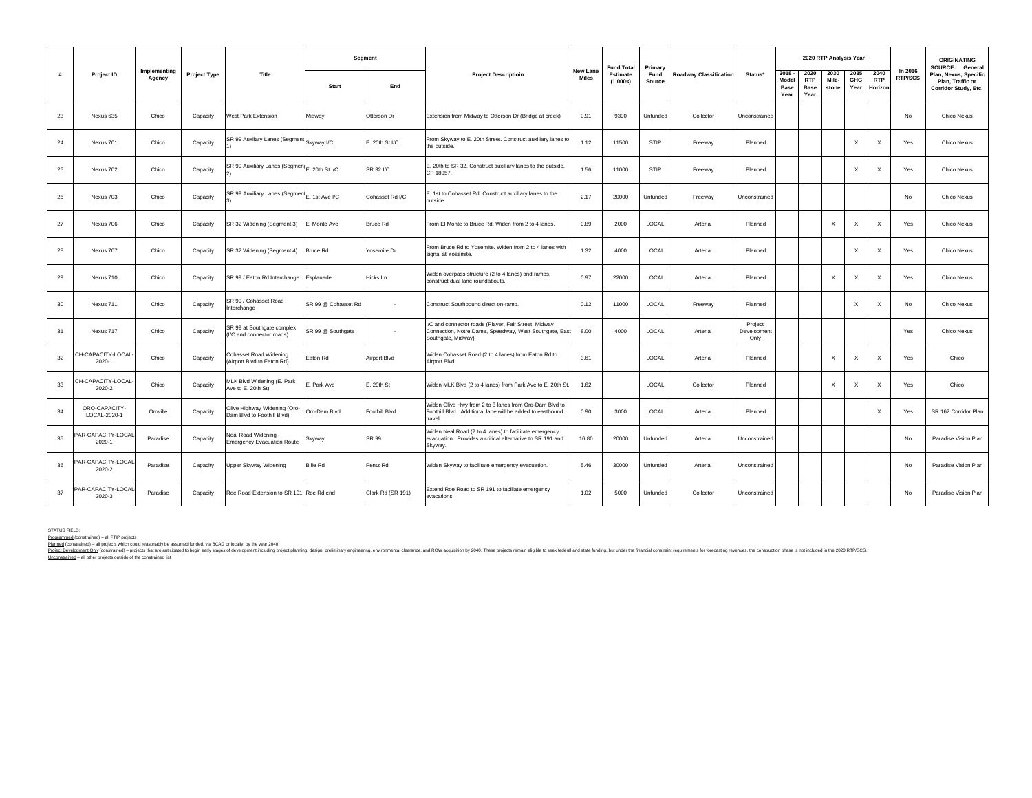| # | Project ID | Implementing Agency | Project Type | Title | Segment | | Project Descriptioin | New Lane Miles | Fund Total Estimate (1,000s) | Primary Fund Source | Roadway Classification | Status* | 2020 RTP Analysis Year | | | | | In 2016 RTP/SCS | ORIGINATING SOURCE: General Plan, Nexus, Specific Plan, Traffic or Corridor Study, Etc. |
|---|---|---|---|---|---|---|---|---|---|---|---|---|---|---|---|---|---|---|---|
| | | | | | Start | End | | | | | | | 2018 - Model Base Year | 2020 RTP Base Year | 2030 Mile-stone | 2035 GHG Year | 2040 RTP Horizon | | |
| 23 | Nexus 635 | Chico | Capacity | West Park Extension | Midway | Otterson Dr | Extension from Midway to Otterson Dr (Bridge at creek) | 0.91 | 9390 | Unfunded | Collector | Unconstrained | | | | | | No | Chico Nexus |
| 24 | Nexus 701 | Chico | Capacity | SR 99 Auxilary Lanes (Segment 1) | Skyway I/C | E. 20th St I/C | From Skyway to E. 20th Street. Construct auxiliary lanes to the outside. | 1.12 | 11500 | STIP | Freeway | Planned | | | | X | X | Yes | Chico Nexus |
| 25 | Nexus 702 | Chico | Capacity | SR 99 Auxiliary Lanes (Segment 2) | E. 20th St I/C | SR 32 I/C | E. 20th to SR 32. Construct auxiliary lanes to the outside. CP 18057. | 1.56 | 11000 | STIP | Freeway | Planned | | | | X | X | Yes | Chico Nexus |
| 26 | Nexus 703 | Chico | Capacity | SR 99 Auxiliary Lanes (Segment 3) | E. 1st Ave I/C | Cohasset Rd I/C | E. 1st to Cohasset Rd. Construct auxiliary lanes to the outside. | 2.17 | 20000 | Unfunded | Freeway | Unconstrained | | | | | | No | Chico Nexus |
| 27 | Nexus 706 | Chico | Capacity | SR 32 Widening (Segment 3) | El Monte Ave | Bruce Rd | From El Monte to Bruce Rd. Widen from 2 to 4 lanes. | 0.89 | 2000 | LOCAL | Arterial | Planned | | | X | X | X | Yes | Chico Nexus |
| 28 | Nexus 707 | Chico | Capacity | SR 32 Widening (Segment 4) | Bruce Rd | Yosemite Dr | From Bruce Rd to Yosemite. Widen from 2 to 4 lanes with signal at Yosemite. | 1.32 | 4000 | LOCAL | Arterial | Planned | | | | X | X | Yes | Chico Nexus |
| 29 | Nexus 710 | Chico | Capacity | SR 99 / Eaton Rd Interchange | Esplanade | Hicks Ln | Widen overpass structure (2 to 4 lanes) and ramps, construct dual lane roundabouts. | 0.97 | 22000 | LOCAL | Arterial | Planned | | | X | X | X | Yes | Chico Nexus |
| 30 | Nexus 711 | Chico | Capacity | SR 99 / Cohasset Road Interchange | SR 99 @ Cohasset Rd | - | Construct Southbound direct on-ramp. | 0.12 | 11000 | LOCAL | Freeway | Planned | | | | X | X | No | Chico Nexus |
| 31 | Nexus 717 | Chico | Capacity | SR 99 at Southgate complex (I/C and connector roads) | SR 99 @ Southgate | - | I/C and connector roads (Player, Fair Street, Midway Connection, Notre Dame, Speedway, West Southgate, East Southgate, Midway) | 8.00 | 4000 | LOCAL | Arterial | Project Development Only | | | | | | Yes | Chico Nexus |
| 32 | CH-CAPACITY-LOCAL-2020-1 | Chico | Capacity | Cohasset Road Widening (Airport Blvd to Eaton Rd) | Eaton Rd | Airport Blvd | Widen Cohasset Road (2 to 4 lanes) from Eaton Rd to Airport Blvd. | 3.61 | | LOCAL | Arterial | Planned | | | X | X | X | Yes | Chico |
| 33 | CH-CAPACITY-LOCAL-2020-2 | Chico | Capacity | MLK Blvd Widening (E. Park Ave to E. 20th St) | E. Park Ave | E. 20th St | Widen MLK Blvd (2 to 4 lanes) from Park Ave to E. 20th St. | 1.62 | | LOCAL | Collector | Planned | | | X | X | X | Yes | Chico |
| 34 | ORO-CAPACITY-LOCAL-2020-1 | Oroville | Capacity | Olive Highway Widening (Oro-Dam Blvd to Foothill Blvd) | Oro-Dam Blvd | Foothill Blvd | Widen Olive Hwy from 2 to 3 lanes from Oro-Dam Blvd to Foothill Blvd. Additional lane will be added to eastbound travel. | 0.90 | 3000 | LOCAL | Arterial | Planned | | | | | X | Yes | SR 162 Corridor Plan |
| 35 | PAR-CAPACITY-LOCAL-2020-1 | Paradise | Capacity | Neal Road Widening - Emergency Evacuation Route | Skyway | SR 99 | Widen Neal Road (2 to 4 lanes) to facilitate emergency evacuation. Provides a critical alternative to SR 191 and Skyway. | 16.80 | 20000 | Unfunded | Arterial | Unconstrained | | | | | | No | Paradise Vision Plan |
| 36 | PAR-CAPACITY-LOCAL-2020-2 | Paradise | Capacity | Upper Skyway Widening | Bille Rd | Pentz Rd | Widen Skyway to facilitate emergency evacuation. | 5.46 | 30000 | Unfunded | Arterial | Unconstrained | | | | | | No | Paradise Vision Plan |
| 37 | PAR-CAPACITY-LOCAL-2020-3 | Paradise | Capacity | Roe Road Extension to SR 191 | Roe Rd end | Clark Rd (SR 191) | Extend Roe Road to SR 191 to faciliate emergency evacuations. | 1.02 | 5000 | Unfunded | Collector | Unconstrained | | | | | | No | Paradise Vision Plan |

STATUS FIELD:

Programmed (constrained) – all FTIP projects

Planned (constrained) – all projects which could reasonably be assumed funded, via BCAG or locally, by the year 2040

Project Development Only (constrained) – projects that are anticipated to begin early stages of development including project planning, design, preliminary engineering, environmental clearance, and ROW acquisition by 2040. These projects remain eligible to seek federal and state funding, but under the financial constraint requirements for forecasting revenues, the construction phase is not included in the 2020 RTP/SCS.

Unconstrained – all other projects outside of the constrained list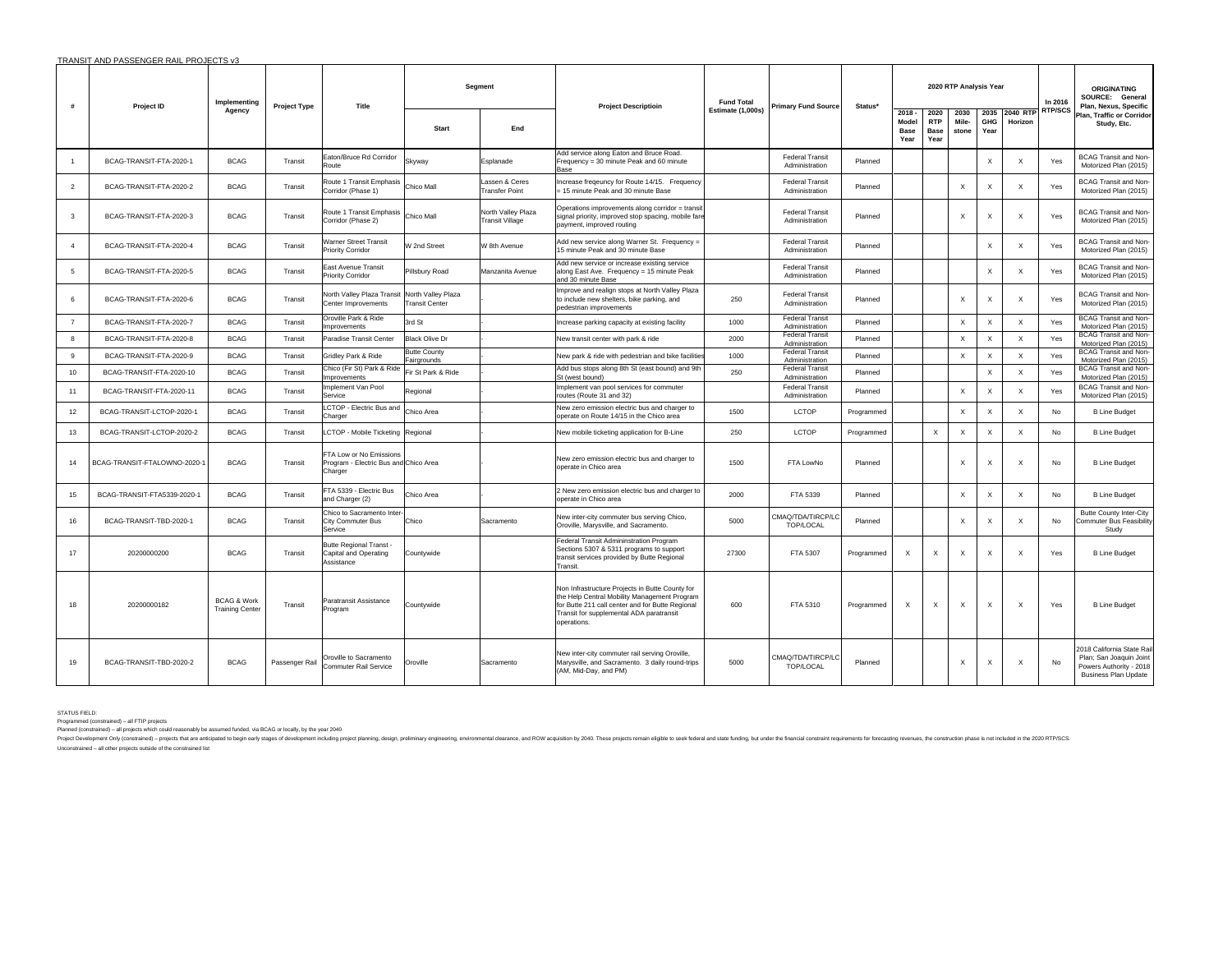TRANSIT AND PASSENGER RAIL PROJECTS v3

| # | Project ID | Implementing Agency | Project Type | Title | Segment | | Project Descriptioin | Fund Total Estimate (1,000s) | Primary Fund Source | Status* | 2020 RTP Analysis Year | | | | | In 2016 RTP/SCS | ORIGINATING SOURCE: General Plan, Nexus, Specific Plan, Traffic or Corridor Study, Etc. |
|---|---|---|---|---|---|---|---|---|---|---|---|---|---|---|---|---|---|
| | | | | | Start | End | | | | | 2018 - Model Base Year | 2020 RTP Base Year | 2030 Mile-stone | 2035 GHG Year | 2040 RTP Horizon | | |
| 1 | BCAG-TRANSIT-FTA-2020-1 | BCAG | Transit | Eaton/Bruce Rd Corridor Route | Skyway | Esplanade | Add service along Eaton and Bruce Road. Frequency = 30 minute Peak and 60 minute Base | | Federal Transit Administration | Planned | | | | X | X | Yes | BCAG Transit and Non-Motorized Plan (2015) |
| 2 | BCAG-TRANSIT-FTA-2020-2 | BCAG | Transit | Route 1 Transit Emphasis Corridor (Phase 1) | Chico Mall | Lassen & Ceres Transfer Point | Increase freqeuncy for Route 14/15. Frequency = 15 minute Peak and 30 minute Base | | Federal Transit Administration | Planned | | | X | X | X | Yes | BCAG Transit and Non-Motorized Plan (2015) |
| 3 | BCAG-TRANSIT-FTA-2020-3 | BCAG | Transit | Route 1 Transit Emphasis Corridor (Phase 2) | Chico Mall | North Valley Plaza Transit Village | Operations improvements along corridor = transit signal priority, improved stop spacing, mobile fare payment, improved routing | | Federal Transit Administration | Planned | | | X | X | X | Yes | BCAG Transit and Non-Motorized Plan (2015) |
| 4 | BCAG-TRANSIT-FTA-2020-4 | BCAG | Transit | Warner Street Transit Priority Corridor | W 2nd Street | W 8th Avenue | Add new service along Warner St. Frequency = 15 minute Peak and 30 minute Base | | Federal Transit Administration | Planned | | | | X | X | Yes | BCAG Transit and Non-Motorized Plan (2015) |
| 5 | BCAG-TRANSIT-FTA-2020-5 | BCAG | Transit | East Avenue Transit Priority Corridor | Pillsbury Road | Manzanita Avenue | Add new service or increase existing service along East Ave. Frequency = 15 minute Peak and 30 minute Base | | Federal Transit Administration | Planned | | | | X | X | Yes | BCAG Transit and Non-Motorized Plan (2015) |
| 6 | BCAG-TRANSIT-FTA-2020-6 | BCAG | Transit | North Valley Plaza Transit Center Improvements | North Valley Plaza Transit Center | - | Improve and realign stops at North Valley Plaza to include new shelters, bike parking, and pedestrian improvements | 250 | Federal Transit Administration | Planned | | | X | X | X | Yes | BCAG Transit and Non-Motorized Plan (2015) |
| 7 | BCAG-TRANSIT-FTA-2020-7 | BCAG | Transit | Oroville Park & Ride Improvements | 3rd St | - | Increase parking capacity at existing facility | 1000 | Federal Transit Administration | Planned | | | X | X | X | Yes | BCAG Transit and Non-Motorized Plan (2015) |
| 8 | BCAG-TRANSIT-FTA-2020-8 | BCAG | Transit | Paradise Transit Center | Black Olive Dr | - | New transit center with park & ride | 2000 | Federal Transit Administration | Planned | | | X | X | X | Yes | BCAG Transit and Non-Motorized Plan (2015) |
| 9 | BCAG-TRANSIT-FTA-2020-9 | BCAG | Transit | Gridley Park & Ride | Butte County Fairgrounds | - | New park & ride with pedestrian and bike facilities | 1000 | Federal Transit Administration | Planned | | | X | X | X | Yes | BCAG Transit and Non-Motorized Plan (2015) |
| 10 | BCAG-TRANSIT-FTA-2020-10 | BCAG | Transit | Chico (Fir St) Park & Ride Improvements | Fir St Park & Ride | - | Add bus stops along 8th St (east bound) and 9th St (west bound) | 250 | Federal Transit Administration | Planned | | | | X | X | Yes | BCAG Transit and Non-Motorized Plan (2015) |
| 11 | BCAG-TRANSIT-FTA-2020-11 | BCAG | Transit | Implement Van Pool Service | Regional | - | Implement van pool services for commuter routes (Route 31 and 32) | | Federal Transit Administration | Planned | | | X | X | X | Yes | BCAG Transit and Non-Motorized Plan (2015) |
| 12 | BCAG-TRANSIT-LCTOP-2020-1 | BCAG | Transit | LCTOP - Electric Bus and Charger | Chico Area | - | New zero emission electric bus and charger to operate on Route 14/15 in the Chico area | 1500 | LCTOP | Programmed | | | X | X | X | No | B Line Budget |
| 13 | BCAG-TRANSIT-LCTOP-2020-2 | BCAG | Transit | LCTOP - Mobile Ticketing | Regional | - | New mobile ticketing application for B-Line | 250 | LCTOP | Programmed | | X | X | X | X | No | B Line Budget |
| 14 | BCAG-TRANSIT-FTALOWNO-2020-1 | BCAG | Transit | FTA Low or No Emissions Program - Electric Bus and Charger | Chico Area | - | New zero emission electric bus and charger to operate in Chico area | 1500 | FTA LowNo | Planned | | | X | X | X | No | B Line Budget |
| 15 | BCAG-TRANSIT-FTA5339-2020-1 | BCAG | Transit | FTA 5339 - Electric Bus and Charger (2) | Chico Area | - | 2 New zero emission electric bus and charger to operate in Chico area | 2000 | FTA 5339 | Planned | | | X | X | X | No | B Line Budget |
| 16 | BCAG-TRANSIT-TBD-2020-1 | BCAG | Transit | Chico to Sacramento Inter-City Commuter Bus Service | Chico | Sacramento | New inter-city commuter bus serving Chico, Oroville, Marysville, and Sacramento. | 5000 | CMAQ/TDA/TIRCP/LCTOP/LOCAL | Planned | | | X | X | X | No | Butte County Inter-City Commuter Bus Feasibility Study |
| 17 | 20200000200 | BCAG | Transit | Butte Regional Transt - Capital and Operating Assistance | Countywide | | Federal Transit Admininstration Program Sections 5307 & 5311 programs to support transit services provided by Butte Regional Transit. | 27300 | FTA 5307 | Programmed | X | X | X | X | X | Yes | B Line Budget |
| 18 | 20200000182 | BCAG & Work Training Center | Transit | Paratransit Assistance Program | Countywide | | Non Infrastructure Projects in Butte County for the Help Central Mobility Management Program for Butte 211 call center and for Butte Regional Transit for supplemental ADA paratransit operations. | 600 | FTA 5310 | Programmed | X | X | X | X | X | Yes | B Line Budget |
| 19 | BCAG-TRANSIT-TBD-2020-2 | BCAG | Passenger Rail | Oroville to Sacramento Commuter Rail Service | Oroville | Sacramento | New inter-city commuter rail serving Oroville, Marysville, and Sacramento. 3 daily round-trips (AM, Mid-Day, and PM) | 5000 | CMAQ/TDA/TIRCP/LCTOP/LOCAL | Planned | | | X | X | X | No | 2018 California State Rail Plan; San Joaquin Joint Powers Authority - 2018 Business Plan Update |

STATUS FIELD:
Programmed (constrained) – all FTIP projects
Planned (constrained) – all projects which could reasonably be assumed funded, via BCAG or locally, by the year 2040
Project Development Only (constrained) – projects that are anticipated to begin early stages of development including project planning, design, preliminary engineering, environmental clearance, and ROW acquisition by 2040. These projects remain eligible to seek federal and state funding, but under the financial constraint requirements for forecasting revenues, the construction phase is not included in the 2020 RTP/SCS.
Unconstrained – all other projects outside of the constrained list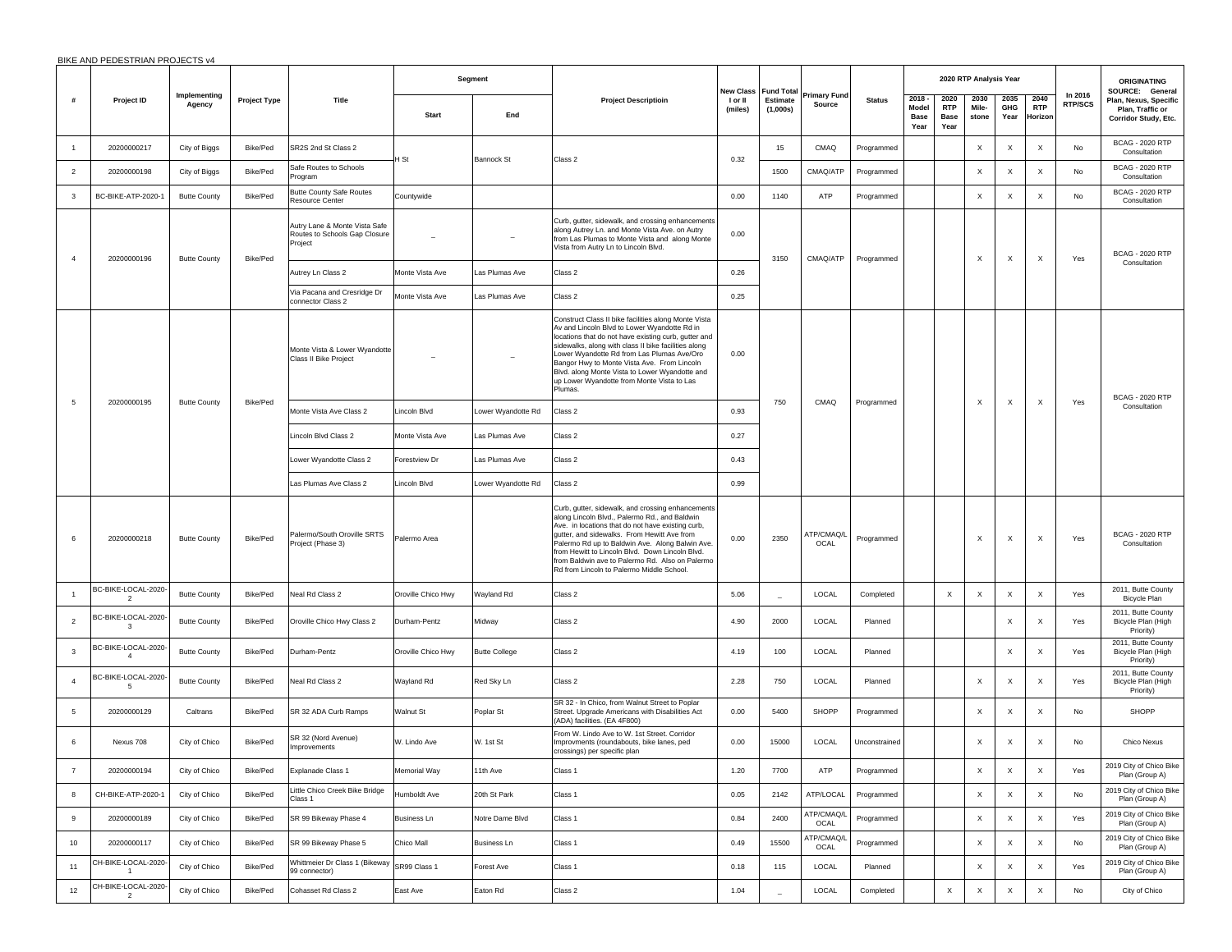BIKE AND PEDESTRIAN PROJECTS v4

| # | Project ID | Implementing Agency | Project Type | Title | Segment Start | Segment End | Project Descriptioin | New Class I or II (miles) | Fund Total Estimate (1,000s) | Primary Fund Source | Status | 2020 RTP Analysis Year: 2018 - Model Base Year | 2020 RTP Base Year | 2030 Mile-stone | 2035 GHG Year | 2040 RTP Horizon | In 2016 RTP/SCS | ORIGINATING SOURCE: General Plan, Nexus, Specific Plan, Traffic or Corridor Study, Etc. |
|---|---|---|---|---|---|---|---|---|---|---|---|---|---|---|---|---|---|---|
| 1 | 20200000217 | City of Biggs | Bike/Ped | SR2S 2nd St Class 2 | H St | Bannock St | Class 2 | 0.32 | 15 | CMAQ | Programmed | | | X | X | X | No | BCAG - 2020 RTP Consultation |
| 2 | 20200000198 | City of Biggs | Bike/Ped | Safe Routes to Schools Program | | | | | 1500 | CMAQ/ATP | Programmed | | | X | X | X | No | BCAG - 2020 RTP Consultation |
| 3 | BC-BIKE-ATP-2020-1 | Butte County | Bike/Ped | Butte County Safe Routes Resource Center | Countywide | | | 0.00 | 1140 | ATP | Programmed | | | X | X | X | No | BCAG - 2020 RTP Consultation |
| 4 | 20200000196 | Butte County | Bike/Ped | Autry Lane & Monte Vista Safe Routes to Schools Gap Closure Project | _ | _ | Curb, gutter, sidewalk, and crossing enhancements along Autrey Ln. and Monte Vista Ave. on Autry from Las Plumas to Monte Vista and along Monte Vista from Autry Ln to Lincoln Blvd. | 0.00 | 3150 | CMAQ/ATP | Programmed | | | X | X | X | Yes | BCAG - 2020 RTP Consultation |
| | | | | Autrey Ln Class 2 | Monte Vista Ave | Las Plumas Ave | Class 2 | 0.26 | | | | | | | | | | |
| | | | | Via Pacana and Cresridge Dr connector Class 2 | Monte Vista Ave | Las Plumas Ave | Class 2 | 0.25 | | | | | | | | | | |
| 5 | 20200000195 | Butte County | Bike/Ped | Monte Vista & Lower Wyandotte Class II Bike Project | _ | _ | Construct Class II bike facilities along Monte Vista Av and Lincoln Blvd to Lower Wyandotte Rd in locations that do not have existing curb, gutter and sidewalks, along with class II bike facilities along Lower Wyandotte Rd from Las Plumas Ave/Oro Bangor Hwy to Monte Vista Ave. From Lincoln Blvd. along Monte Vista to Lower Wyandotte and up Lower Wyandotte from Monte Vista to Las Plumas. | 0.00 | 750 | CMAQ | Programmed | | | X | X | X | Yes | BCAG - 2020 RTP Consultation |
| | | | | Monte Vista Ave Class 2 | Lincoln Blvd | Lower Wyandotte Rd | Class 2 | 0.93 | | | | | | | | | | |
| | | | | Lincoln Blvd Class 2 | Monte Vista Ave | Las Plumas Ave | Class 2 | 0.27 | | | | | | | | | | |
| | | | | Lower Wyandotte Class 2 | Forestview Dr | Las Plumas Ave | Class 2 | 0.43 | | | | | | | | | | |
| | | | | Las Plumas Ave Class 2 | Lincoln Blvd | Lower Wyandotte Rd | Class 2 | 0.99 | | | | | | | | | | |
| 6 | 20200000218 | Butte County | Bike/Ped | Palermo/South Oroville SRTS Project (Phase 3) | Palermo Area | | Curb, gutter, sidewalk, and crossing enhancements along Lincoln Blvd., Palermo Rd., and Baldwin Ave. in locations that do not have existing curb, gutter, and sidewalks. From Hewitt Ave to Palermo Rd up to Baldwin Ave. Along Balwin Ave. from Hewitt to Lincoln Blvd. Down Lincoln Blvd. from Baldwin ave to Palermo Rd. Also on Palermo Rd from Lincoln to Palermo Middle School. | 0.00 | 2350 | ATP/CMAQ/LOCAL | Programmed | | | X | X | X | Yes | BCAG - 2020 RTP Consultation |
| 1 | BC-BIKE-LOCAL-2020-2 | Butte County | Bike/Ped | Neal Rd Class 2 | Oroville Chico Hwy | Wayland Rd | Class 2 | 5.06 | _ | LOCAL | Completed | | X | X | X | X | Yes | 2011, Butte County Bicycle Plan |
| 2 | BC-BIKE-LOCAL-2020-3 | Butte County | Bike/Ped | Oroville Chico Hwy Class 2 | Durham-Pentz | Midway | Class 2 | 4.90 | 2000 | LOCAL | Planned | | | | X | X | Yes | 2011, Butte County Bicycle Plan (High Priority) |
| 3 | BC-BIKE-LOCAL-2020-4 | Butte County | Bike/Ped | Durham-Pentz | Oroville Chico Hwy | Butte College | Class 2 | 4.19 | 100 | LOCAL | Planned | | | | X | X | Yes | 2011, Butte County Bicycle Plan (High Priority) |
| 4 | BC-BIKE-LOCAL-2020-5 | Butte County | Bike/Ped | Neal Rd Class 2 | Wayland Rd | Red Sky Ln | Class 2 | 2.28 | 750 | LOCAL | Planned | | | X | X | X | Yes | 2011, Butte County Bicycle Plan (High Priority) |
| 5 | 20200000129 | Caltrans | Bike/Ped | SR 32 ADA Curb Ramps | Walnut St | Poplar St | SR 32 - In Chico, from Walnut Street to Poplar Street. Upgrade Americans with Disabilities Act (ADA) facilities. (EA 4F800) | 0.00 | 5400 | SHOPP | Programmed | | | X | X | X | No | SHOPP |
| 6 | Nexus 708 | City of Chico | Bike/Ped | SR 32 (Nord Avenue) Improvements | W. Lindo Ave | W. 1st St | From W. Lindo Ave to W. 1st Street. Corridor Improvments (roundabouts, bike lanes, ped crossings) per specific plan | 0.00 | 15000 | LOCAL | Unconstrained | | | X | X | X | No | Chico Nexus |
| 7 | 20200000194 | City of Chico | Bike/Ped | Explanade Class 1 | Memorial Way | 11th Ave | Class 1 | 1.20 | 7700 | ATP | Programmed | | | X | X | X | Yes | 2019 City of Chico Bike Plan (Group A) |
| 8 | CH-BIKE-ATP-2020-1 | City of Chico | Bike/Ped | Little Chico Creek Bike Bridge Class 1 | Humboldt Ave | 20th St Park | Class 1 | 0.05 | 2142 | ATP/LOCAL | Programmed | | | X | X | X | No | 2019 City of Chico Bike Plan (Group A) |
| 9 | 20200000189 | City of Chico | Bike/Ped | SR 99 Bikeway Phase 4 | Business Ln | Notre Dame Blvd | Class 1 | 0.84 | 2400 | ATP/CMAQ/LOCAL | Programmed | | | X | X | X | Yes | 2019 City of Chico Bike Plan (Group A) |
| 10 | 20200000117 | City of Chico | Bike/Ped | SR 99 Bikeway Phase 5 | Chico Mall | Business Ln | Class 1 | 0.49 | 15500 | ATP/CMAQ/LOCAL | Programmed | | | X | X | X | No | 2019 City of Chico Bike Plan (Group A) |
| 11 | CH-BIKE-LOCAL-2020-1 | City of Chico | Bike/Ped | Whittmeier Dr Class 1 (Bikeway 99 connector) | SR99 Class 1 | Forest Ave | Class 1 | 0.18 | 115 | LOCAL | Planned | | | X | X | X | Yes | 2019 City of Chico Bike Plan (Group A) |
| 12 | CH-BIKE-LOCAL-2020-2 | City of Chico | Bike/Ped | Cohasset Rd Class 2 | East Ave | Eaton Rd | Class 2 | 1.04 | _ | LOCAL | Completed | | X | X | X | X | No | City of Chico |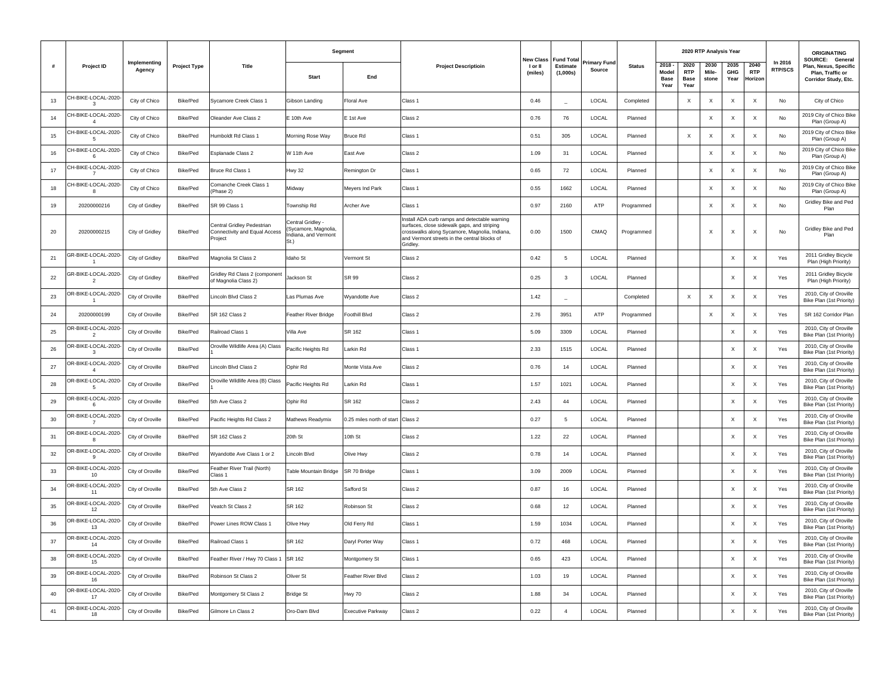| # | Project ID | Implementing Agency | Project Type | Title | Segment | | Project Descriptioin | New Class I or II (miles) | Fund Total Estimate (1,000s) | Primary Fund Source | Status | 2020 RTP Analysis Year | | | | | In 2016 RTP/SCS | ORIGINATING SOURCE: General Plan, Nexus, Specific Plan, Traffic or Corridor Study, Etc. |
|---|---|---|---|---|---|---|---|---|---|---|---|---|---|---|---|---|---|---|
| | | | | | Start | End | | | | | | 2018 - Model Base Year | 2020 RTP Base Year | 2030 Mile-stone | 2035 GHG Year | 2040 RTP Horizon | | |
| 13 | CH-BIKE-LOCAL-2020-3 | City of Chico | Bike/Ped | Sycamore Creek Class 1 | Gibson Landing | Floral Ave | Class 1 | 0.46 | _ | LOCAL | Completed | | X | X | X | X | No | City of Chico |
| 14 | CH-BIKE-LOCAL-2020-4 | City of Chico | Bike/Ped | Oleander Ave Class 2 | E 10th Ave | E 1st Ave | Class 2 | 0.76 | 76 | LOCAL | Planned | | | X | X | X | No | 2019 City of Chico Bike Plan (Group A) |
| 15 | CH-BIKE-LOCAL-2020-5 | City of Chico | Bike/Ped | Humboldt Rd Class 1 | Morning Rose Way | Bruce Rd | Class 1 | 0.51 | 305 | LOCAL | Planned | | X | X | X | X | No | 2019 City of Chico Bike Plan (Group A) |
| 16 | CH-BIKE-LOCAL-2020-6 | City of Chico | Bike/Ped | Esplanade Class 2 | W 11th Ave | East Ave | Class 2 | 1.09 | 31 | LOCAL | Planned | | | X | X | X | No | 2019 City of Chico Bike Plan (Group A) |
| 17 | CH-BIKE-LOCAL-2020-7 | City of Chico | Bike/Ped | Bruce Rd Class 1 | Hwy 32 | Remington Dr | Class 1 | 0.65 | 72 | LOCAL | Planned | | | X | X | X | No | 2019 City of Chico Bike Plan (Group A) |
| 18 | CH-BIKE-LOCAL-2020-8 | City of Chico | Bike/Ped | Comanche Creek Class 1 (Phase 2) | Midway | Meyers Ind Park | Class 1 | 0.55 | 1662 | LOCAL | Planned | | | X | X | X | No | 2019 City of Chico Bike Plan (Group A) |
| 19 | 20200000216 | City of Gridley | Bike/Ped | SR 99 Class 1 | Township Rd | Archer Ave | Class 1 | 0.97 | 2160 | ATP | Programmed | | | X | X | X | No | Gridley Bike and Ped Plan |
| 20 | 20200000215 | City of Gridley | Bike/Ped | Central Gridley Pedestrian Connectivity and Equal Access Project | Central Gridley - (Sycamore, Magnolia, Indiana, and Vermont St.) | | Install ADA curb ramps and detectable warning surfaces, close sidewalk gaps, and striping crosswalks along Sycamore, Magnolia, Indiana, and Vermont streets in the central blocks of Gridley. | 0.00 | 1500 | CMAQ | Programmed | | | X | X | X | No | Gridley Bike and Ped Plan |
| 21 | GR-BIKE-LOCAL-2020-1 | City of Gridley | Bike/Ped | Magnolia St Class 2 | Idaho St | Vermont St | Class 2 | 0.42 | 5 | LOCAL | Planned | | | | X | X | Yes | 2011 Gridley Bicycle Plan (High Priority) |
| 22 | GR-BIKE-LOCAL-2020-2 | City of Gridley | Bike/Ped | Gridley Rd Class 2 (component of Magnolia Class 2) | Jackson St | SR 99 | Class 2 | 0.25 | 3 | LOCAL | Planned | | | | X | X | Yes | 2011 Gridley Bicycle Plan (High Priority) |
| 23 | OR-BIKE-LOCAL-2020-1 | City of Oroville | Bike/Ped | Lincoln Blvd Class 2 | Las Plumas Ave | Wyandotte Ave | Class 2 | 1.42 | _ | | Completed | | X | X | X | X | Yes | 2010, City of Oroville Bike Plan (1st Priority) |
| 24 | 20200000199 | City of Oroville | Bike/Ped | SR 162 Class 2 | Feather River Bridge | Foothill Blvd | Class 2 | 2.76 | 3951 | ATP | Programmed | | | X | X | X | Yes | SR 162 Corridor Plan |
| 25 | OR-BIKE-LOCAL-2020-2 | City of Oroville | Bike/Ped | Railroad Class 1 | Villa Ave | SR 162 | Class 1 | 5.09 | 3309 | LOCAL | Planned | | | | X | X | Yes | 2010, City of Oroville Bike Plan (1st Priority) |
| 26 | OR-BIKE-LOCAL-2020-3 | City of Oroville | Bike/Ped | Oroville Wildlife Area (A) Class 1 | Pacific Heights Rd | Larkin Rd | Class 1 | 2.33 | 1515 | LOCAL | Planned | | | | X | X | Yes | 2010, City of Oroville Bike Plan (1st Priority) |
| 27 | OR-BIKE-LOCAL-2020-4 | City of Oroville | Bike/Ped | Lincoln Blvd Class 2 | Ophir Rd | Monte Vista Ave | Class 2 | 0.76 | 14 | LOCAL | Planned | | | | X | X | Yes | 2010, City of Oroville Bike Plan (1st Priority) |
| 28 | OR-BIKE-LOCAL-2020-5 | City of Oroville | Bike/Ped | Oroville Wildlife Area (B) Class 1 | Pacific Heights Rd | Larkin Rd | Class 1 | 1.57 | 1021 | LOCAL | Planned | | | | X | X | Yes | 2010, City of Oroville Bike Plan (1st Priority) |
| 29 | OR-BIKE-LOCAL-2020-6 | City of Oroville | Bike/Ped | 5th Ave Class 2 | Ophir Rd | SR 162 | Class 2 | 2.43 | 44 | LOCAL | Planned | | | | X | X | Yes | 2010, City of Oroville Bike Plan (1st Priority) |
| 30 | OR-BIKE-LOCAL-2020-7 | City of Oroville | Bike/Ped | Pacific Heights Rd Class 2 | Mathews Readymix | 0.25 miles north of start | Class 2 | 0.27 | 5 | LOCAL | Planned | | | | X | X | Yes | 2010, City of Oroville Bike Plan (1st Priority) |
| 31 | OR-BIKE-LOCAL-2020-8 | City of Oroville | Bike/Ped | SR 162 Class 2 | 20th St | 10th St | Class 2 | 1.22 | 22 | LOCAL | Planned | | | | X | X | Yes | 2010, City of Oroville Bike Plan (1st Priority) |
| 32 | OR-BIKE-LOCAL-2020-9 | City of Oroville | Bike/Ped | Wyandotte Ave Class 1 or 2 | Lincoln Blvd | Olive Hwy | Class 2 | 0.78 | 14 | LOCAL | Planned | | | | X | X | Yes | 2010, City of Oroville Bike Plan (1st Priority) |
| 33 | OR-BIKE-LOCAL-2020-10 | City of Oroville | Bike/Ped | Feather River Trail (North) Class 1 | Table Mountain Bridge | SR 70 Bridge | Class 1 | 3.09 | 2009 | LOCAL | Planned | | | | X | X | Yes | 2010, City of Oroville Bike Plan (1st Priority) |
| 34 | OR-BIKE-LOCAL-2020-11 | City of Oroville | Bike/Ped | 5th Ave Class 2 | SR 162 | Safford St | Class 2 | 0.87 | 16 | LOCAL | Planned | | | | X | X | Yes | 2010, City of Oroville Bike Plan (1st Priority) |
| 35 | OR-BIKE-LOCAL-2020-12 | City of Oroville | Bike/Ped | Veatch St Class 2 | SR 162 | Robinson St | Class 2 | 0.68 | 12 | LOCAL | Planned | | | | X | X | Yes | 2010, City of Oroville Bike Plan (1st Priority) |
| 36 | OR-BIKE-LOCAL-2020-13 | City of Oroville | Bike/Ped | Power Lines ROW Class 1 | Olive Hwy | Old Ferry Rd | Class 1 | 1.59 | 1034 | LOCAL | Planned | | | | X | X | Yes | 2010, City of Oroville Bike Plan (1st Priority) |
| 37 | OR-BIKE-LOCAL-2020-14 | City of Oroville | Bike/Ped | Railroad Class 1 | SR 162 | Daryl Porter Way | Class 1 | 0.72 | 468 | LOCAL | Planned | | | | X | X | Yes | 2010, City of Oroville Bike Plan (1st Priority) |
| 38 | OR-BIKE-LOCAL-2020-15 | City of Oroville | Bike/Ped | Feather River / Hwy 70 Class 1 | SR 162 | Montgomery St | Class 1 | 0.65 | 423 | LOCAL | Planned | | | | X | X | Yes | 2010, City of Oroville Bike Plan (1st Priority) |
| 39 | OR-BIKE-LOCAL-2020-16 | City of Oroville | Bike/Ped | Robinson St Class 2 | Oliver St | Feather River Blvd | Class 2 | 1.03 | 19 | LOCAL | Planned | | | | X | X | Yes | 2010, City of Oroville Bike Plan (1st Priority) |
| 40 | OR-BIKE-LOCAL-2020-17 | City of Oroville | Bike/Ped | Montgomery St Class 2 | Bridge St | Hwy 70 | Class 2 | 1.88 | 34 | LOCAL | Planned | | | | X | X | Yes | 2010, City of Oroville Bike Plan (1st Priority) |
| 41 | OR-BIKE-LOCAL-2020-18 | City of Oroville | Bike/Ped | Gilmore Ln Class 2 | Oro-Dam Blvd | Executive Parkway | Class 2 | 0.22 | 4 | LOCAL | Planned | | | | X | X | Yes | 2010, City of Oroville Bike Plan (1st Priority) |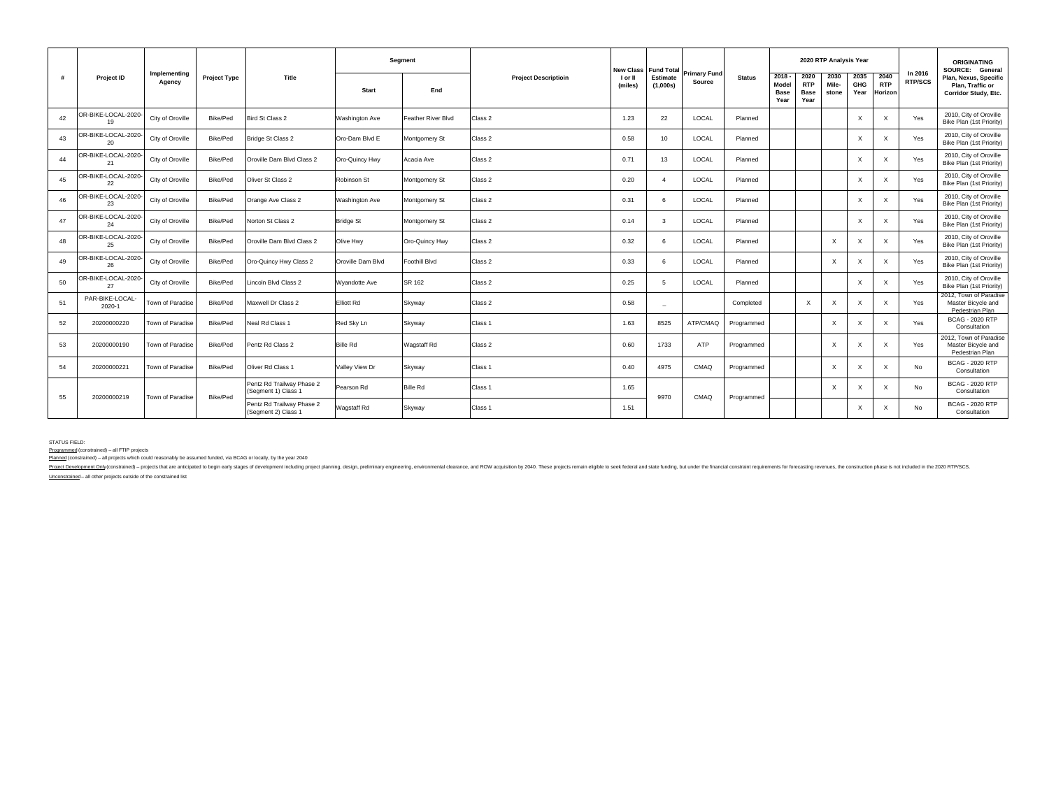| # | Project ID | Implementing Agency | Project Type | Title | Segment | | Project Descriptioin | New Class I or II (miles) | Fund Total Estimate (1,000s) | Primary Fund Source | Status | 2020 RTP Analysis Year | | | | | In 2016 RTP/SCS | ORIGINATING SOURCE: General Plan, Nexus, Specific Plan, Traffic or Corridor Study, Etc. |
|---|---|---|---|---|---|---|---|---|---|---|---|---|---|---|---|---|---|---|
| | | | | | Start | End | | | | | | 2018 - Model Base Year | 2020 RTP Base Year | 2030 Mile-stone | 2035 GHG Year | 2040 RTP Horizon | | |
| 42 | OR-BIKE-LOCAL-2020-19 | City of Oroville | Bike/Ped | Bird St Class 2 | Washington Ave | Feather River Blvd | Class 2 | 1.23 | 22 | LOCAL | Planned | | | | X | X | Yes | 2010, City of Oroville Bike Plan (1st Priority) |
| 43 | OR-BIKE-LOCAL-2020-20 | City of Oroville | Bike/Ped | Bridge St Class 2 | Oro-Dam Blvd E | Montgomery St | Class 2 | 0.58 | 10 | LOCAL | Planned | | | | X | X | Yes | 2010, City of Oroville Bike Plan (1st Priority) |
| 44 | OR-BIKE-LOCAL-2020-21 | City of Oroville | Bike/Ped | Oroville Dam Blvd Class 2 | Oro-Quincy Hwy | Acacia Ave | Class 2 | 0.71 | 13 | LOCAL | Planned | | | | X | X | Yes | 2010, City of Oroville Bike Plan (1st Priority) |
| 45 | OR-BIKE-LOCAL-2020-22 | City of Oroville | Bike/Ped | Oliver St Class 2 | Robinson St | Montgomery St | Class 2 | 0.20 | 4 | LOCAL | Planned | | | | X | X | Yes | 2010, City of Oroville Bike Plan (1st Priority) |
| 46 | OR-BIKE-LOCAL-2020-23 | City of Oroville | Bike/Ped | Orange Ave Class 2 | Washington Ave | Montgomery St | Class 2 | 0.31 | 6 | LOCAL | Planned | | | | X | X | Yes | 2010, City of Oroville Bike Plan (1st Priority) |
| 47 | OR-BIKE-LOCAL-2020-24 | City of Oroville | Bike/Ped | Norton St Class 2 | Bridge St | Montgomery St | Class 2 | 0.14 | 3 | LOCAL | Planned | | | | X | X | Yes | 2010, City of Oroville Bike Plan (1st Priority) |
| 48 | OR-BIKE-LOCAL-2020-25 | City of Oroville | Bike/Ped | Oroville Dam Blvd Class 2 | Olive Hwy | Oro-Quincy Hwy | Class 2 | 0.32 | 6 | LOCAL | Planned | | | X | X | X | Yes | 2010, City of Oroville Bike Plan (1st Priority) |
| 49 | OR-BIKE-LOCAL-2020-26 | City of Oroville | Bike/Ped | Oro-Quincy Hwy Class 2 | Oroville Dam Blvd | Foothill Blvd | Class 2 | 0.33 | 6 | LOCAL | Planned | | | X | X | X | Yes | 2010, City of Oroville Bike Plan (1st Priority) |
| 50 | OR-BIKE-LOCAL-2020-27 | City of Oroville | Bike/Ped | Lincoln Blvd Class 2 | Wyandotte Ave | SR 162 | Class 2 | 0.25 | 5 | LOCAL | Planned | | | | X | X | Yes | 2010, City of Oroville Bike Plan (1st Priority) |
| 51 | PAR-BIKE-LOCAL-2020-1 | Town of Paradise | Bike/Ped | Maxwell Dr Class 2 | Elliott Rd | Skyway | Class 2 | 0.58 | _ | | Completed | | X | X | X | X | Yes | 2012, Town of Paradise Master Bicycle and Pedestrian Plan |
| 52 | 20200000220 | Town of Paradise | Bike/Ped | Neal Rd Class 1 | Red Sky Ln | Skyway | Class 1 | 1.63 | 8525 | ATP/CMAQ | Programmed | | | X | X | X | Yes | BCAG - 2020 RTP Consultation |
| 53 | 20200000190 | Town of Paradise | Bike/Ped | Pentz Rd Class 2 | Bille Rd | Wagstaff Rd | Class 2 | 0.60 | 1733 | ATP | Programmed | | | X | X | X | Yes | 2012, Town of Paradise Master Bicycle and Pedestrian Plan |
| 54 | 20200000221 | Town of Paradise | Bike/Ped | Oliver Rd Class 1 | Valley View Dr | Skyway | Class 1 | 0.40 | 4975 | CMAQ | Programmed | | | X | X | X | No | BCAG - 2020 RTP Consultation |
| 55 | 20200000219 | Town of Paradise | Bike/Ped | Pentz Rd Trailway Phase 2 (Segment 1) Class 1 | Pearson Rd | Bille Rd | Class 1 | 1.65 | 9970 | CMAQ | Programmed | | | X | X | X | No | BCAG - 2020 RTP Consultation |
| | | | | Pentz Rd Trailway Phase 2 (Segment 2) Class 1 | Wagstaff Rd | Skyway | Class 1 | 1.51 | | | | | | | X | X | No | BCAG - 2020 RTP Consultation |

STATUS FIELD:

Programmed (constrained) – all FTIP projects

Planned (constrained) – all projects which could reasonably be assumed funded, via BCAG or locally, by the year 2040

Project Development Only (constrained) – projects that are anticipated to begin early stages of development including project planning, design, preliminary engineering, environmental clearance, and ROW acquisition by 2040. These projects remain eligible to seek federal and state funding, but under the financial constraint requirements for forecasting revenues, the construction phase is not included in the 2020 RTP/SCS.

Unconstrained – all other projects outside of the constrained list